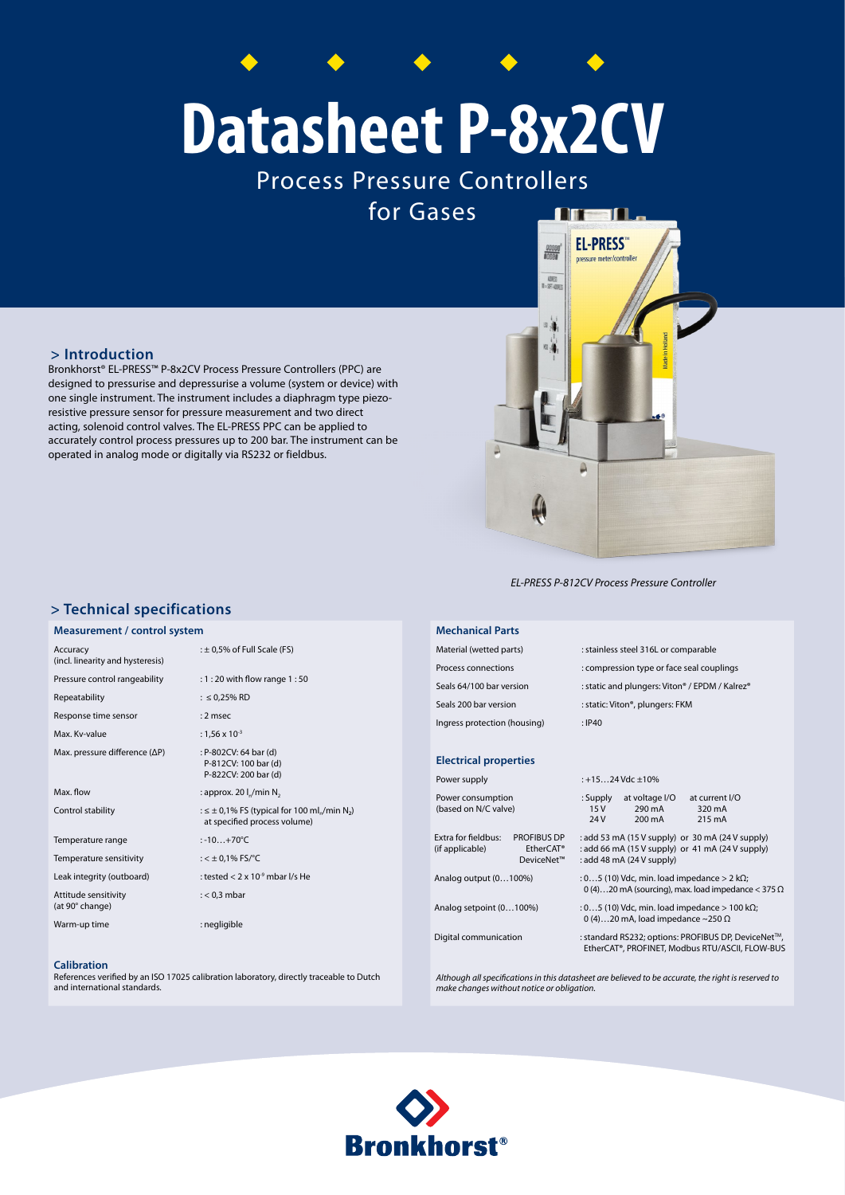# Datasheet P-8x2CV

Process Pressure Controllers for Gases

## > Introduction

Bronkhorst® EL-PRESS™ P-8x2CV Process Pressure Controllers (PPC) are designed to pressurise and depressurise a volume (system or device) with one single instrument. The instrument includes a diaphragm type piezo-resistive pressure sensor for pressure measurement and two direct acting, solenoid control valves. The EL-PRESS PPC can be applied to accurately control process pressures up to 200 bar. The instrument can be operated in analog mode or digitally via RS232 or fieldbus.

*EL-PRESS P-812CV Process Pressure Controller*

## > Technical specifications

### Measurement / control system

| | |
|---|---|
| Accuracy (incl. linearity and hysteresis) | : ± 0,5% of Full Scale (FS) |
| Pressure control rangeability | : 1 : 20 with flow range 1 : 50 |
| Repeatability | : ≤ 0,25% RD |
| Response time sensor | : 2 msec |
| Max. Kv-value | : 1,56 x $10^{-3}$ |
| Max. pressure difference (ΔP) | : P-802CV: 64 bar (d)<br>P-812CV: 100 bar (d)<br>P-822CV: 200 bar (d) |
| Max. flow | : approx. 20 $l_n$/min $N_2$ |
| Control stability | : ≤ ± 0,1% FS (typical for 100 $ml_n$/min $N_2$) at specified process volume) |
| Temperature range | : -10…+70°C |
| Temperature sensitivity | : < ± 0,1% FS/°C |
| Leak integrity (outboard) | : tested < 2 x $10^{-9}$ mbar l/s He |
| Attitude sensitivity (at 90° change) | : < 0,3 mbar |
| Warm-up time | : negligible |

### Calibration

References verified by an ISO 17025 calibration laboratory, directly traceable to Dutch and international standards.

### Mechanical Parts

| | |
|---|---|
| Material (wetted parts) | : stainless steel 316L or comparable |
| Process connections | : compression type or face seal couplings |
| Seals 64/100 bar version | : static and plungers: Viton® / EPDM / Kalrez® |
| Seals 200 bar version | : static: Viton®, plungers: FKM |
| Ingress protection (housing) | : IP40 |

### Electrical properties

| | |
|---|---|
| Power supply | : +15…24 Vdc ±10% |
| Power consumption (based on N/C valve) | : Supply / at voltage I/O / at current I/O<br>15 V / 290 mA / 320 mA<br>24 V / 200 mA / 215 mA |
| Extra for fieldbus: (if applicable) PROFIBUS DP | : add 53 mA (15 V supply) or 30 mA (24 V supply) |
| EtherCAT® | : add 66 mA (15 V supply) or 41 mA (24 V supply) |
| DeviceNet™ | : add 48 mA (24 V supply) |
| Analog output (0…100%) | : 0…5 (10) Vdc, min. load impedance > 2 kΩ;<br>0 (4)…20 mA (sourcing), max. load impedance < 375 Ω |
| Analog setpoint (0…100%) | : 0…5 (10) Vdc, min. load impedance > 100 kΩ;<br>0 (4)…20 mA, load impedance ~250 Ω |
| Digital communication | : standard RS232; options: PROFIBUS DP, DeviceNet™, EtherCAT®, PROFINET, Modbus RTU/ASCII, FLOW-BUS |

*Although all specifications in this datasheet are believed to be accurate, the right is reserved to make changes without notice or obligation.*

Bronkhorst®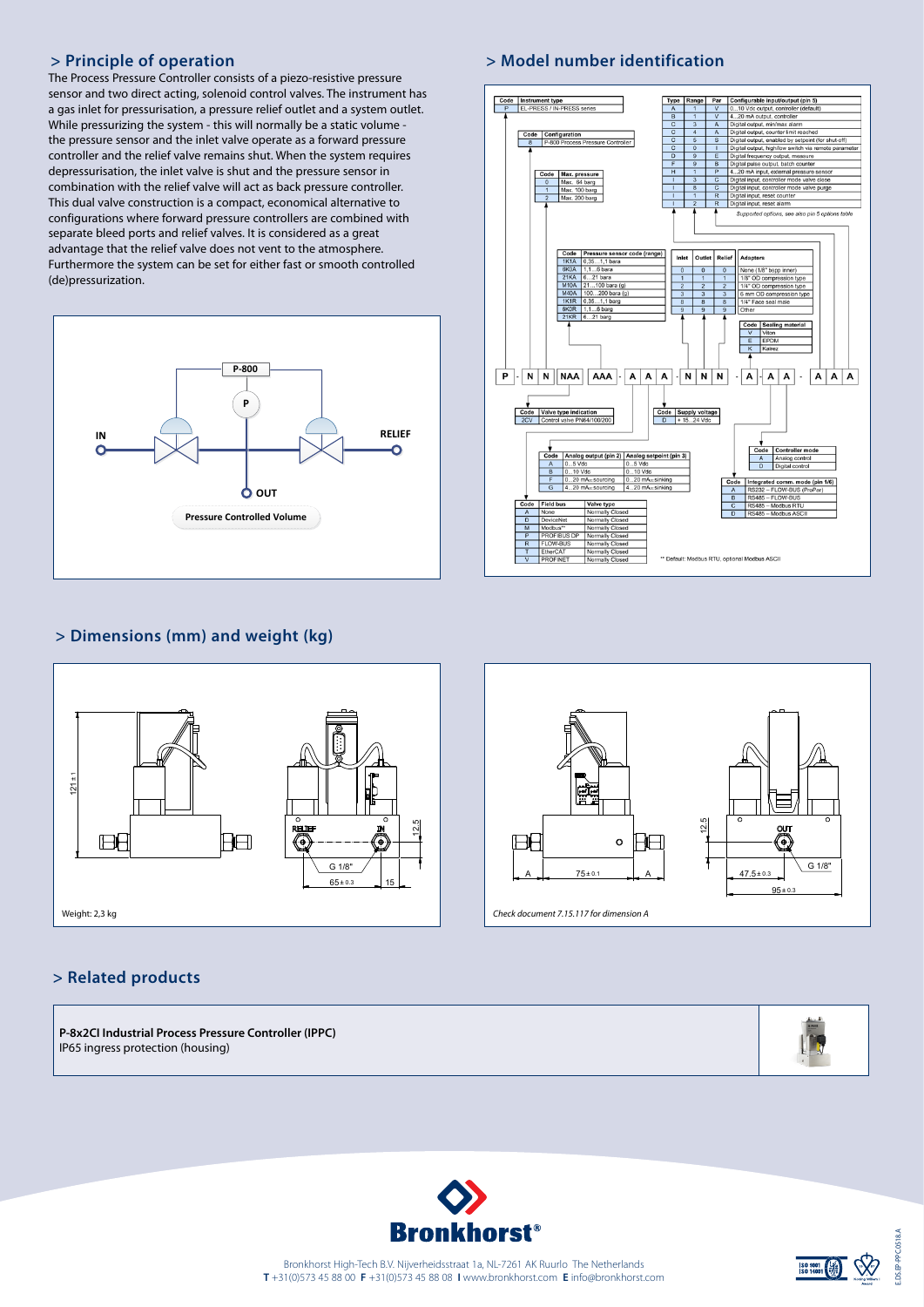## > Principle of operation

The Process Pressure Controller consists of a piezo-resistive pressure sensor and two direct acting, solenoid control valves. The instrument has a gas inlet for pressurisation, a pressure relief outlet and a system outlet. While pressurizing the system - this will normally be a static volume - the pressure sensor and the inlet valve operate as a forward pressure controller and the relief valve remains shut. When the system requires depressurisation, the inlet valve is shut and the pressure sensor in combination with the relief valve will act as back pressure controller. This dual valve construction is a compact, economical alternative to configurations where forward pressure controllers are combined with separate bleed ports and relief valves. It is considered as a great advantage that the relief valve does not vent to the atmosphere. Furthermore the system can be set for either fast or smooth controlled (de)pressurization.

P-800
P
IN
RELIEF
OUT
Pressure Controlled Volume

## > Model number identification

P - N N NAA AAA - A A A - N N N - A A A - A A A

| Code | Instrument type |
|---|---|
| P | EL-PRESS / IN-PRESS series |

| Code | Configuration |
|---|---|
| 8 | P-800 Process Pressure Controller |

| Code | Max. pressure |
|---|---|
| 0 | Max. 64 barg |
| 1 | Max. 100 barg |
| 2 | Max. 200 barg |

| Code | Pressure sensor code (range) |
|---|---|
| 1K1A | 0,35...1,1 bara |
| 6K0A | 1,1...6 bara |
| 21KA | 6...21 bara |
| M10A | 21...100 bara (g) |
| M40A | 100...200 bara (g) |
| 1K1R | 0,35...1,1 barg |
| 6K0R | 1,1...6 barg |
| 21KR | 6...21 barg |

| Type | Range | Par | Configurable input/output (pin 5) |
|---|---|---|---|
| A | 1 | V | 0...10 Vdc output, controller (default) |
| B | 1 | V | 4...20 mA output, controller |
| C | 3 | A | Digital output, min/max alarm |
| C | 4 | A | Digital output, counter limit reached |
| C | 5 | S | Digital output, enabled by setpoint (for shut-off) |
| C | 0 | I | Digital output, high/low switch via remote parameter |
| D | 9 | E | Digital frequency output, measure |
| F | 9 | B | Digital pulse output, batch counter |
| H | 1 | P | 4...20 mA input, external pressure sensor |
| I | 3 | C | Digital input, controller mode valve close |
| I | 8 | C | Digital input, controller mode valve purge |
| I | 1 | R | Digital input, reset counter |
| I | 2 | R | Digital input, reset alarm |

*Supported options, see also pin 5 options table*

| Inlet | Outlet | Relief | Adapters |
|---|---|---|---|
| 0 | 0 | 0 | None (1/8" bspp inner) |
| 1 | 1 | 1 | 1/8" OD compression type |
| 2 | 2 | 2 | 1/4" OD compression type |
| 3 | 3 | 3 | 6 mm OD compression type |
| 8 | 8 | 8 | 1/4" Face seal male |
| 9 | 9 | 9 | Other |

| Code | Sealing material |
|---|---|
| V | Viton |
| E | EPDM |
| K | Kalrez |

| Code | Valve type indication |
|---|---|
| 2CV | Control valve PN64/100/200 |

| Code | Supply voltage |
|---|---|
| D | + 15...24 Vdc |

| Code | Analog output (pin 2) | Analog setpoint (pin 3) |
|---|---|---|
| A | 0...5 Vdc | 0...5 Vdc |
| B | 0...10 Vdc | 0...10 Vdc |
| F | 0...20 mA sourcing | 0...20 mA sinking |
| G | 4...20 mA sourcing | 4...20 mA sinking |

| Code | Field bus | Valve type |
|---|---|---|
| A | None | Normally Closed |
| D | DeviceNet | Normally Closed |
| M | Modbus** | Normally Closed |
| P | PROFIBUS DP | Normally Closed |
| R | FLOW-BUS | Normally Closed |
| T | EtherCAT | Normally Closed |
| V | PROFINET | Normally Closed |

| Code | Controller mode |
|---|---|
| A | Analog control |
| D | Digital control |

| Code | Integrated comm. mode (pin 1/6) |
|---|---|
| A | RS232 – FLOW-BUS (ProPar) |
| B | RS485 – FLOW-BUS |
| C | RS485 – Modbus RTU |
| D | RS485 – Modbus ASCII |

** Default: Modbus RTU, optional Modbus ASCII

## > Dimensions (mm) and weight (kg)

121 ± 1
RELIEF
IN
G 1/8"
65 ± 0.3
15
12.5

Weight: 2,3 kg

A
75 ± 0.1
A
12.5
OUT
G 1/8"
47.5 ± 0.3
95 ± 0.3

*Check document 7.15.117 for dimension A*

## > Related products

**P-8x2CI Industrial Process Pressure Controller (IPPC)**
IP65 ingress protection (housing)

**Bronkhorst®**

Bronkhorst High-Tech B.V. Nijverheidsstraat 1a, NL-7261 AK Ruurlo The Netherlands
**T** +31(0)573 45 88 00 **F** +31(0)573 45 88 08 **I** www.bronkhorst.com **E** info@bronkhorst.com

E.DS.EP-PPC0518.A